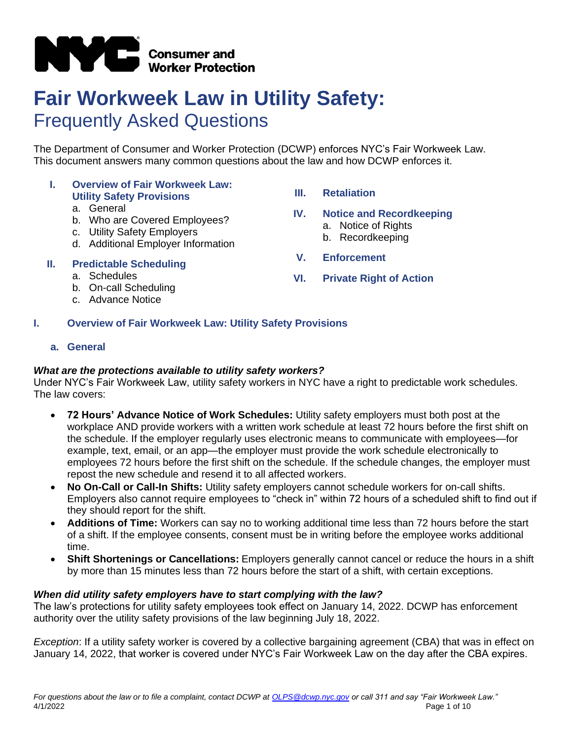**NYC Consumer and Worker Protection**

# Fair Workweek Law in Utility Safety:
## Frequently Asked Questions

The Department of Consumer and Worker Protection (DCWP) enforces NYC's Fair Workweek Law. This document answers many common questions about the law and how DCWP enforces it.

- **I. Overview of Fair Workweek Law: Utility Safety Provisions**
  - a. General
  - b. Who are Covered Employees?
  - c. Utility Safety Employers
  - d. Additional Employer Information
- **II. Predictable Scheduling**
  - a. Schedules
  - b. On-call Scheduling
  - c. Advance Notice
- **III. Retaliation**
- **IV. Notice and Recordkeeping**
  - a. Notice of Rights
  - b. Recordkeeping
- **V. Enforcement**
- **VI. Private Right of Action**

## I. Overview of Fair Workweek Law: Utility Safety Provisions

### a. General

***What are the protections available to utility safety workers?***

Under NYC's Fair Workweek Law, utility safety workers in NYC have a right to predictable work schedules. The law covers:

- **72 Hours' Advance Notice of Work Schedules:** Utility safety employers must both post at the workplace AND provide workers with a written work schedule at least 72 hours before the first shift on the schedule. If the employer regularly uses electronic means to communicate with employees—for example, text, email, or an app—the employer must provide the work schedule electronically to employees 72 hours before the first shift on the schedule. If the schedule changes, the employer must repost the new schedule and resend it to all affected workers.
- **No On-Call or Call-In Shifts:** Utility safety employers cannot schedule workers for on-call shifts. Employers also cannot require employees to "check in" within 72 hours of a scheduled shift to find out if they should report for the shift.
- **Additions of Time:** Workers can say no to working additional time less than 72 hours before the start of a shift. If the employee consents, consent must be in writing before the employee works additional time.
- **Shift Shortenings or Cancellations:** Employers generally cannot cancel or reduce the hours in a shift by more than 15 minutes less than 72 hours before the start of a shift, with certain exceptions.

***When did utility safety employers have to start complying with the law?***

The law's protections for utility safety employees took effect on January 14, 2022. DCWP has enforcement authority over the utility safety provisions of the law beginning July 18, 2022.

*Exception*: If a utility safety worker is covered by a collective bargaining agreement (CBA) that was in effect on January 14, 2022, that worker is covered under NYC's Fair Workweek Law on the day after the CBA expires.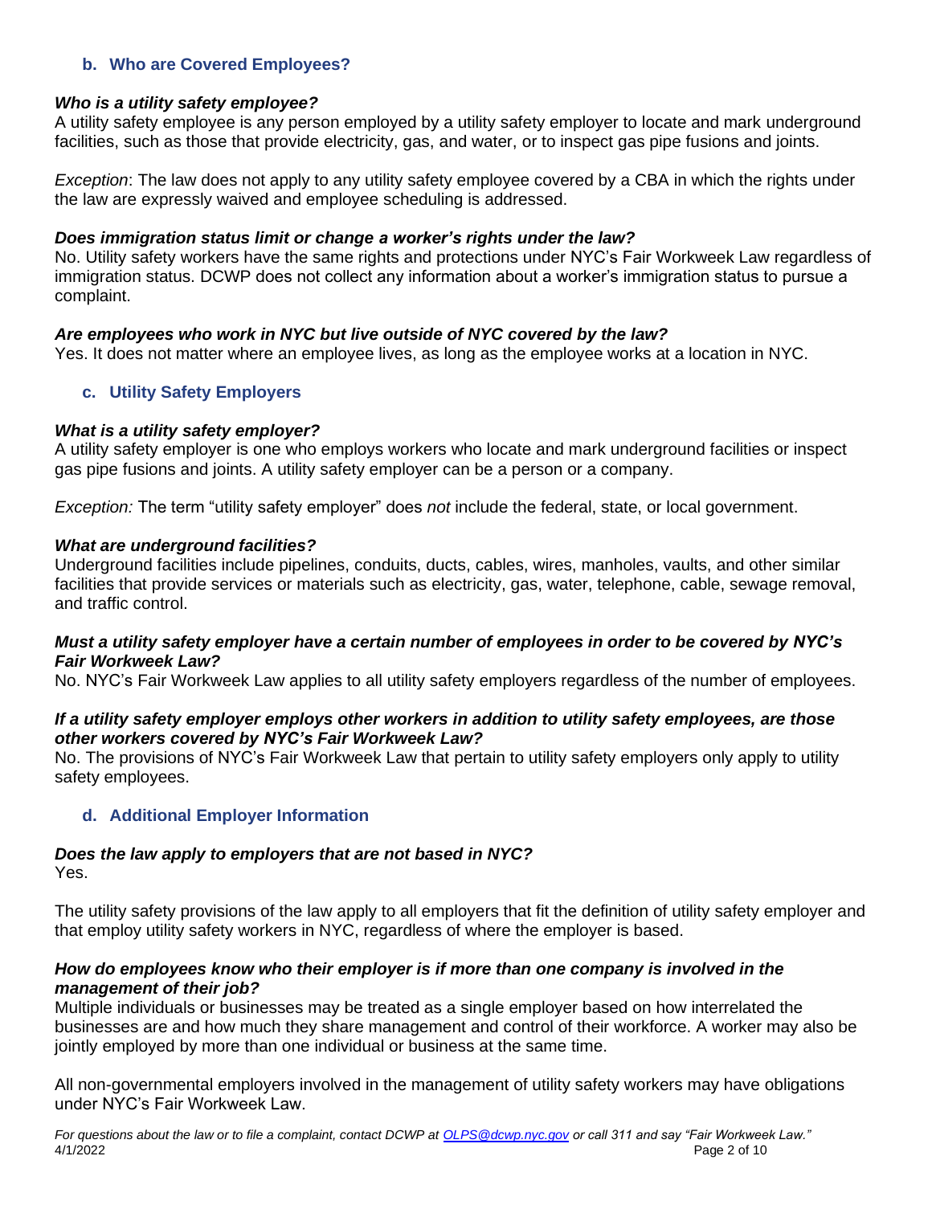### b. Who are Covered Employees?

***Who is a utility safety employee?***

A utility safety employee is any person employed by a utility safety employer to locate and mark underground facilities, such as those that provide electricity, gas, and water, or to inspect gas pipe fusions and joints.

*Exception*: The law does not apply to any utility safety employee covered by a CBA in which the rights under the law are expressly waived and employee scheduling is addressed.

***Does immigration status limit or change a worker's rights under the law?***

No. Utility safety workers have the same rights and protections under NYC's Fair Workweek Law regardless of immigration status. DCWP does not collect any information about a worker's immigration status to pursue a complaint.

***Are employees who work in NYC but live outside of NYC covered by the law?***

Yes. It does not matter where an employee lives, as long as the employee works at a location in NYC.

### c. Utility Safety Employers

***What is a utility safety employer?***

A utility safety employer is one who employs workers who locate and mark underground facilities or inspect gas pipe fusions and joints. A utility safety employer can be a person or a company.

*Exception:* The term "utility safety employer" does *not* include the federal, state, or local government.

***What are underground facilities?***

Underground facilities include pipelines, conduits, ducts, cables, wires, manholes, vaults, and other similar facilities that provide services or materials such as electricity, gas, water, telephone, cable, sewage removal, and traffic control.

***Must a utility safety employer have a certain number of employees in order to be covered by NYC's Fair Workweek Law?***

No. NYC's Fair Workweek Law applies to all utility safety employers regardless of the number of employees.

***If a utility safety employer employs other workers in addition to utility safety employees, are those other workers covered by NYC's Fair Workweek Law?***

No. The provisions of NYC's Fair Workweek Law that pertain to utility safety employers only apply to utility safety employees.

### d. Additional Employer Information

***Does the law apply to employers that are not based in NYC?***

Yes.

The utility safety provisions of the law apply to all employers that fit the definition of utility safety employer and that employ utility safety workers in NYC, regardless of where the employer is based.

***How do employees know who their employer is if more than one company is involved in the management of their job?***

Multiple individuals or businesses may be treated as a single employer based on how interrelated the businesses are and how much they share management and control of their workforce. A worker may also be jointly employed by more than one individual or business at the same time.

All non-governmental employers involved in the management of utility safety workers may have obligations under NYC's Fair Workweek Law.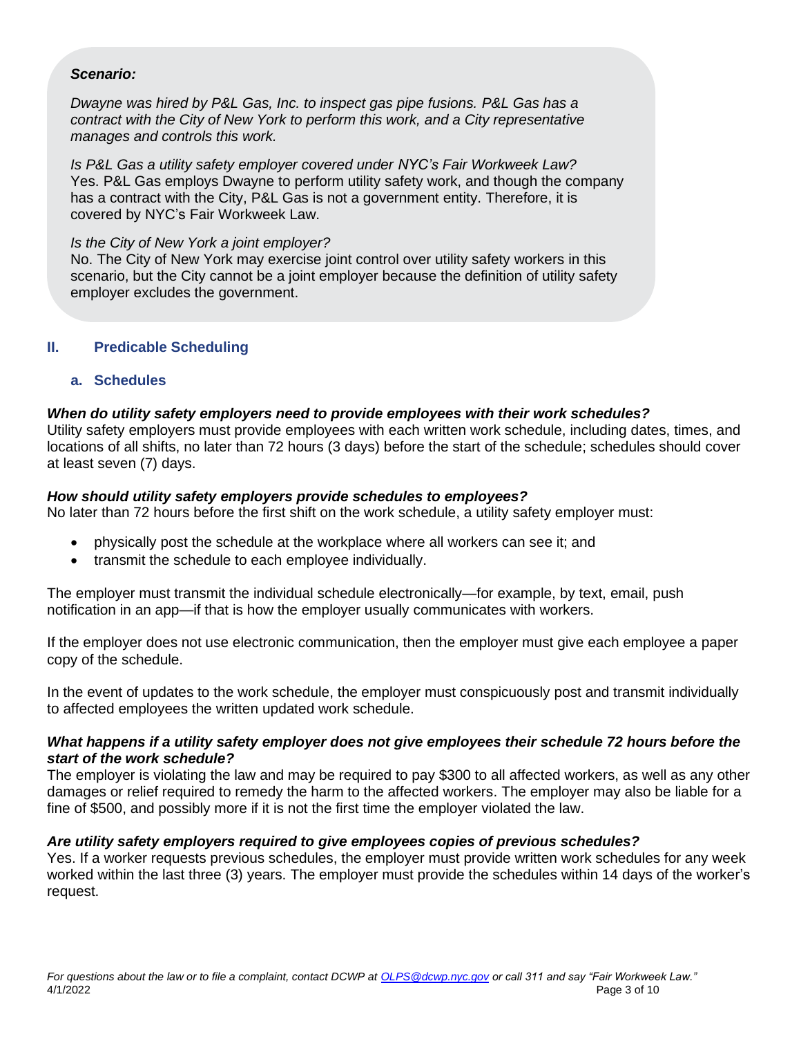***Scenario:***

*Dwayne was hired by P&L Gas, Inc. to inspect gas pipe fusions. P&L Gas has a contract with the City of New York to perform this work, and a City representative manages and controls this work.*

*Is P&L Gas a utility safety employer covered under NYC's Fair Workweek Law?*
Yes. P&L Gas employs Dwayne to perform utility safety work, and though the company has a contract with the City, P&L Gas is not a government entity. Therefore, it is covered by NYC's Fair Workweek Law.

*Is the City of New York a joint employer?*
No. The City of New York may exercise joint control over utility safety workers in this scenario, but the City cannot be a joint employer because the definition of utility safety employer excludes the government.

## II. Predicable Scheduling

### a. Schedules

***When do utility safety employers need to provide employees with their work schedules?***
Utility safety employers must provide employees with each written work schedule, including dates, times, and locations of all shifts, no later than 72 hours (3 days) before the start of the schedule; schedules should cover at least seven (7) days.

***How should utility safety employers provide schedules to employees?***
No later than 72 hours before the first shift on the work schedule, a utility safety employer must:

- physically post the schedule at the workplace where all workers can see it; and
- transmit the schedule to each employee individually.

The employer must transmit the individual schedule electronically—for example, by text, email, push notification in an app—if that is how the employer usually communicates with workers.

If the employer does not use electronic communication, then the employer must give each employee a paper copy of the schedule.

In the event of updates to the work schedule, the employer must conspicuously post and transmit individually to affected employees the written updated work schedule.

***What happens if a utility safety employer does not give employees their schedule 72 hours before the start of the work schedule?***
The employer is violating the law and may be required to pay $300 to all affected workers, as well as any other damages or relief required to remedy the harm to the affected workers. The employer may also be liable for a fine of $500, and possibly more if it is not the first time the employer violated the law.

***Are utility safety employers required to give employees copies of previous schedules?***
Yes. If a worker requests previous schedules, the employer must provide written work schedules for any week worked within the last three (3) years. The employer must provide the schedules within 14 days of the worker's request.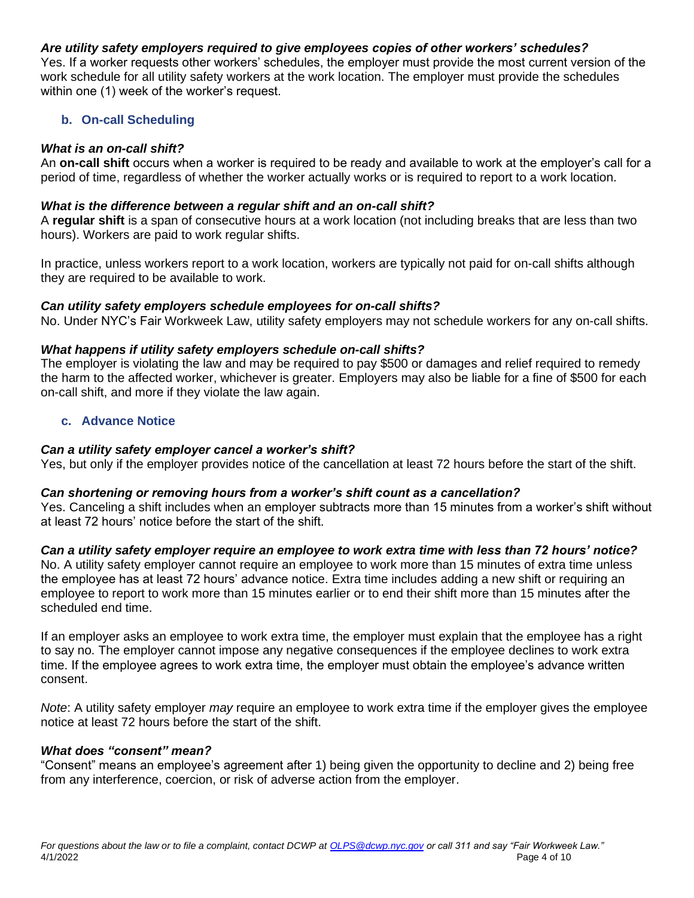***Are utility safety employers required to give employees copies of other workers' schedules?***
Yes. If a worker requests other workers' schedules, the employer must provide the most current version of the work schedule for all utility safety workers at the work location. The employer must provide the schedules within one (1) week of the worker's request.

### b. On-call Scheduling

***What is an on-call shift?***
An **on-call shift** occurs when a worker is required to be ready and available to work at the employer's call for a period of time, regardless of whether the worker actually works or is required to report to a work location.

***What is the difference between a regular shift and an on-call shift?***
A **regular shift** is a span of consecutive hours at a work location (not including breaks that are less than two hours). Workers are paid to work regular shifts.

In practice, unless workers report to a work location, workers are typically not paid for on-call shifts although they are required to be available to work.

***Can utility safety employers schedule employees for on-call shifts?***
No. Under NYC's Fair Workweek Law, utility safety employers may not schedule workers for any on-call shifts.

***What happens if utility safety employers schedule on-call shifts?***
The employer is violating the law and may be required to pay $500 or damages and relief required to remedy the harm to the affected worker, whichever is greater. Employers may also be liable for a fine of $500 for each on-call shift, and more if they violate the law again.

### c. Advance Notice

***Can a utility safety employer cancel a worker's shift?***
Yes, but only if the employer provides notice of the cancellation at least 72 hours before the start of the shift.

***Can shortening or removing hours from a worker's shift count as a cancellation?***
Yes. Canceling a shift includes when an employer subtracts more than 15 minutes from a worker's shift without at least 72 hours' notice before the start of the shift.

***Can a utility safety employer require an employee to work extra time with less than 72 hours' notice?***
No. A utility safety employer cannot require an employee to work more than 15 minutes of extra time unless the employee has at least 72 hours' advance notice. Extra time includes adding a new shift or requiring an employee to report to work more than 15 minutes earlier or to end their shift more than 15 minutes after the scheduled end time.

If an employer asks an employee to work extra time, the employer must explain that the employee has a right to say no. The employer cannot impose any negative consequences if the employee declines to work extra time. If the employee agrees to work extra time, the employer must obtain the employee's advance written consent.

*Note*: A utility safety employer *may* require an employee to work extra time if the employer gives the employee notice at least 72 hours before the start of the shift.

***What does "consent" mean?***
"Consent" means an employee's agreement after 1) being given the opportunity to decline and 2) being free from any interference, coercion, or risk of adverse action from the employer.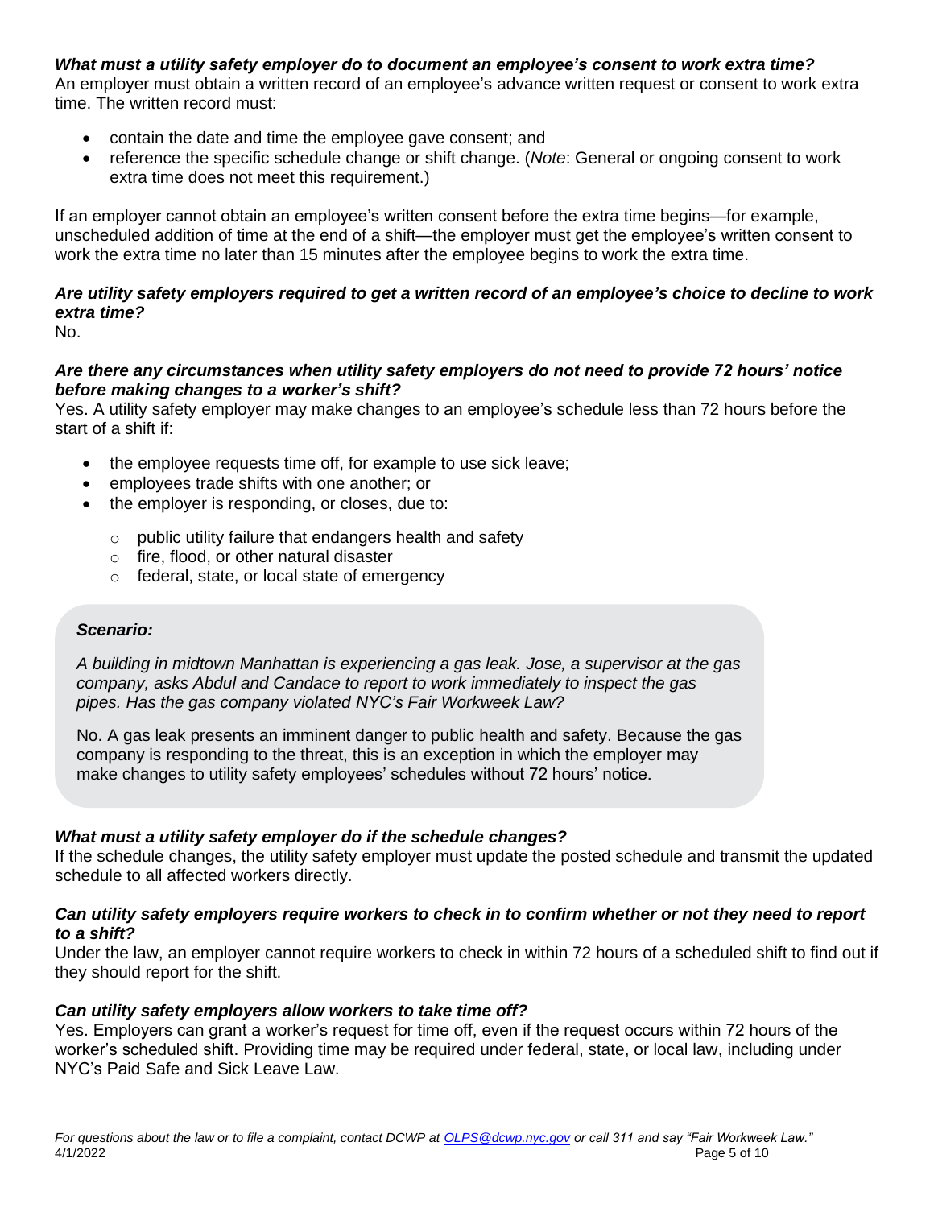***What must a utility safety employer do to document an employee's consent to work extra time?***

An employer must obtain a written record of an employee's advance written request or consent to work extra time. The written record must:

- contain the date and time the employee gave consent; and
- reference the specific schedule change or shift change. (*Note*: General or ongoing consent to work extra time does not meet this requirement.)

If an employer cannot obtain an employee's written consent before the extra time begins—for example, unscheduled addition of time at the end of a shift—the employer must get the employee's written consent to work the extra time no later than 15 minutes after the employee begins to work the extra time.

***Are utility safety employers required to get a written record of an employee's choice to decline to work extra time?***

No.

***Are there any circumstances when utility safety employers do not need to provide 72 hours' notice before making changes to a worker's shift?***

Yes. A utility safety employer may make changes to an employee's schedule less than 72 hours before the start of a shift if:

- the employee requests time off, for example to use sick leave;
- employees trade shifts with one another; or
- the employer is responding, or closes, due to:
  - public utility failure that endangers health and safety
  - fire, flood, or other natural disaster
  - federal, state, or local state of emergency

> ***Scenario:***
>
> *A building in midtown Manhattan is experiencing a gas leak. Jose, a supervisor at the gas company, asks Abdul and Candace to report to work immediately to inspect the gas pipes. Has the gas company violated NYC's Fair Workweek Law?*
>
> No. A gas leak presents an imminent danger to public health and safety. Because the gas company is responding to the threat, this is an exception in which the employer may make changes to utility safety employees' schedules without 72 hours' notice.

***What must a utility safety employer do if the schedule changes?***

If the schedule changes, the utility safety employer must update the posted schedule and transmit the updated schedule to all affected workers directly.

***Can utility safety employers require workers to check in to confirm whether or not they need to report to a shift?***

Under the law, an employer cannot require workers to check in within 72 hours of a scheduled shift to find out if they should report for the shift.

***Can utility safety employers allow workers to take time off?***

Yes. Employers can grant a worker's request for time off, even if the request occurs within 72 hours of the worker's scheduled shift. Providing time may be required under federal, state, or local law, including under NYC's Paid Safe and Sick Leave Law.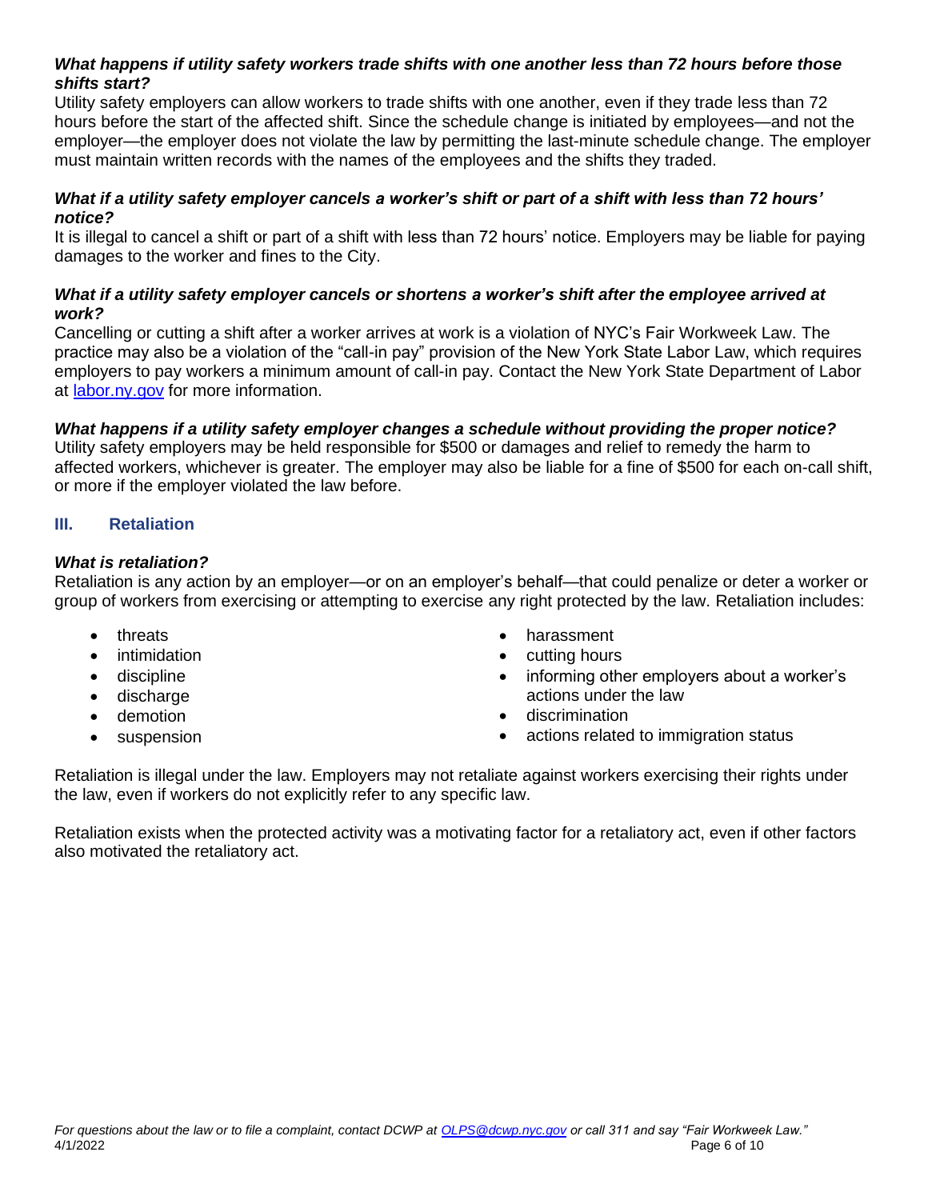***What happens if utility safety workers trade shifts with one another less than 72 hours before those shifts start?***

Utility safety employers can allow workers to trade shifts with one another, even if they trade less than 72 hours before the start of the affected shift. Since the schedule change is initiated by employees—and not the employer—the employer does not violate the law by permitting the last-minute schedule change. The employer must maintain written records with the names of the employees and the shifts they traded.

***What if a utility safety employer cancels a worker's shift or part of a shift with less than 72 hours' notice?***

It is illegal to cancel a shift or part of a shift with less than 72 hours' notice. Employers may be liable for paying damages to the worker and fines to the City.

***What if a utility safety employer cancels or shortens a worker's shift after the employee arrived at work?***

Cancelling or cutting a shift after a worker arrives at work is a violation of NYC's Fair Workweek Law. The practice may also be a violation of the "call-in pay" provision of the New York State Labor Law, which requires employers to pay workers a minimum amount of call-in pay. Contact the New York State Department of Labor at [labor.ny.gov](https://labor.ny.gov) for more information.

***What happens if a utility safety employer changes a schedule without providing the proper notice?***

Utility safety employers may be held responsible for $500 or damages and relief to remedy the harm to affected workers, whichever is greater. The employer may also be liable for a fine of $500 for each on-call shift, or more if the employer violated the law before.

## III. Retaliation

***What is retaliation?***

Retaliation is any action by an employer—or on an employer's behalf—that could penalize or deter a worker or group of workers from exercising or attempting to exercise any right protected by the law. Retaliation includes:

- threats
- intimidation
- discipline
- discharge
- demotion
- suspension
- harassment
- cutting hours
- informing other employers about a worker's actions under the law
- discrimination
- actions related to immigration status

Retaliation is illegal under the law. Employers may not retaliate against workers exercising their rights under the law, even if workers do not explicitly refer to any specific law.

Retaliation exists when the protected activity was a motivating factor for a retaliatory act, even if other factors also motivated the retaliatory act.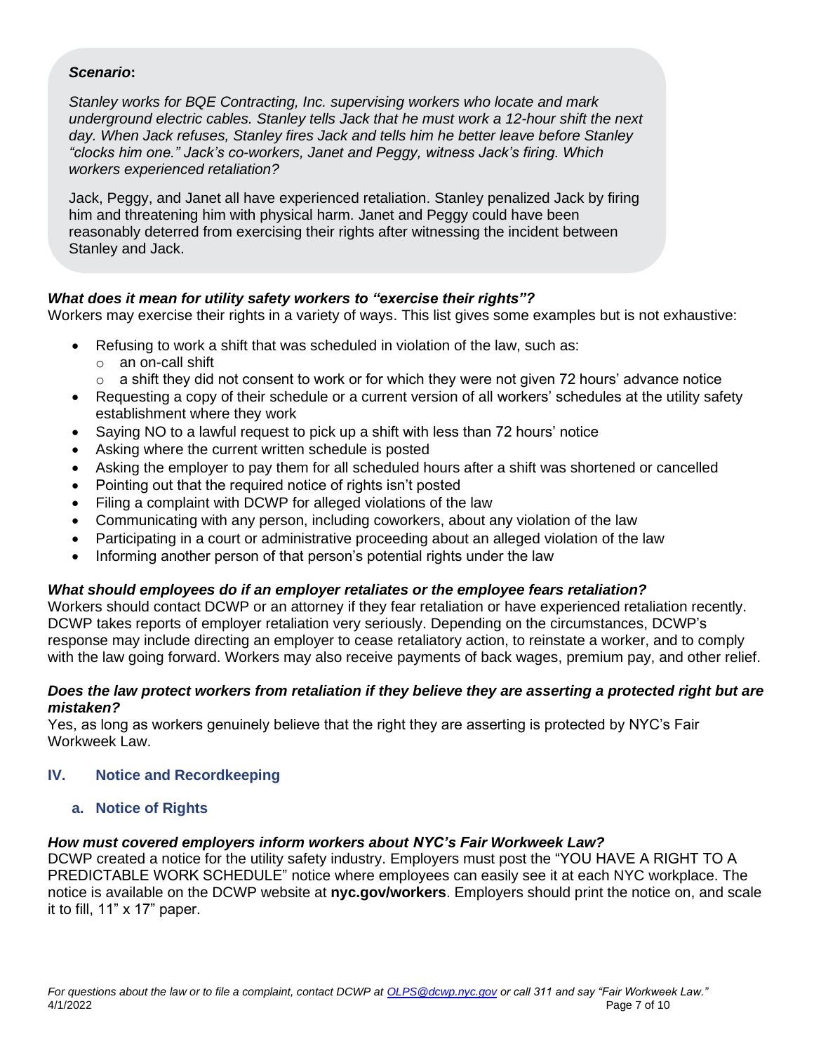***Scenario*:**

*Stanley works for BQE Contracting, Inc. supervising workers who locate and mark underground electric cables. Stanley tells Jack that he must work a 12-hour shift the next day. When Jack refuses, Stanley fires Jack and tells him he better leave before Stanley "clocks him one." Jack's co-workers, Janet and Peggy, witness Jack's firing. Which workers experienced retaliation?*

Jack, Peggy, and Janet all have experienced retaliation. Stanley penalized Jack by firing him and threatening him with physical harm. Janet and Peggy could have been reasonably deterred from exercising their rights after witnessing the incident between Stanley and Jack.

***What does it mean for utility safety workers to "exercise their rights"?***

Workers may exercise their rights in a variety of ways. This list gives some examples but is not exhaustive:

- Refusing to work a shift that was scheduled in violation of the law, such as:
  - an on-call shift
  - a shift they did not consent to work or for which they were not given 72 hours' advance notice
- Requesting a copy of their schedule or a current version of all workers' schedules at the utility safety establishment where they work
- Saying NO to a lawful request to pick up a shift with less than 72 hours' notice
- Asking where the current written schedule is posted
- Asking the employer to pay them for all scheduled hours after a shift was shortened or cancelled
- Pointing out that the required notice of rights isn't posted
- Filing a complaint with DCWP for alleged violations of the law
- Communicating with any person, including coworkers, about any violation of the law
- Participating in a court or administrative proceeding about an alleged violation of the law
- Informing another person of that person's potential rights under the law

***What should employees do if an employer retaliates or the employee fears retaliation?***

Workers should contact DCWP or an attorney if they fear retaliation or have experienced retaliation recently. DCWP takes reports of employer retaliation very seriously. Depending on the circumstances, DCWP's response may include directing an employer to cease retaliatory action, to reinstate a worker, and to comply with the law going forward. Workers may also receive payments of back wages, premium pay, and other relief.

***Does the law protect workers from retaliation if they believe they are asserting a protected right but are mistaken?***

Yes, as long as workers genuinely believe that the right they are asserting is protected by NYC's Fair Workweek Law.

## IV. Notice and Recordkeeping

### a. Notice of Rights

***How must covered employers inform workers about NYC's Fair Workweek Law?***

DCWP created a notice for the utility safety industry. Employers must post the "YOU HAVE A RIGHT TO A PREDICTABLE WORK SCHEDULE" notice where employees can easily see it at each NYC workplace. The notice is available on the DCWP website at **nyc.gov/workers**. Employers should print the notice on, and scale it to fill, 11" x 17" paper.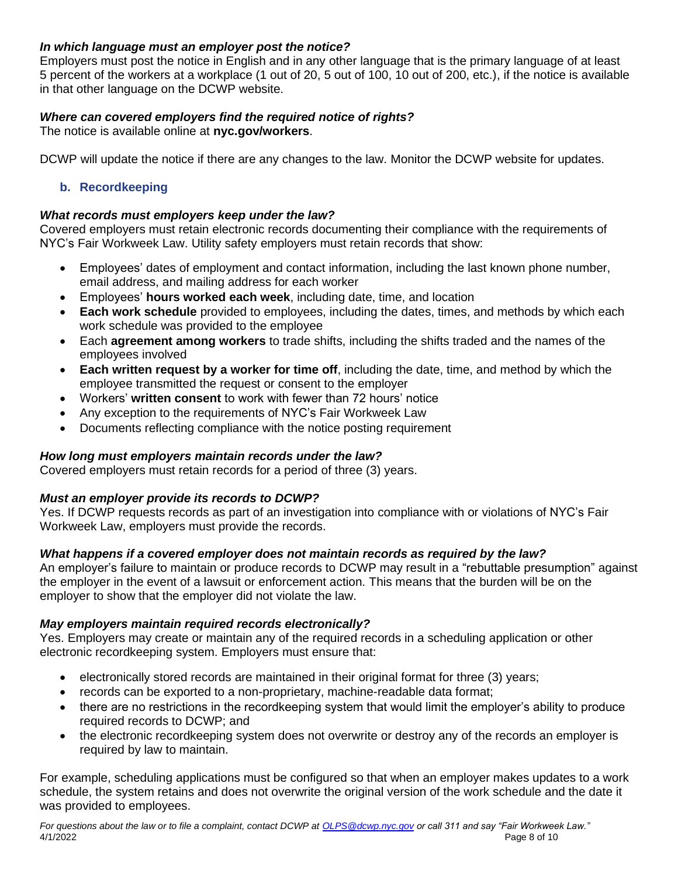***In which language must an employer post the notice?***

Employers must post the notice in English and in any other language that is the primary language of at least 5 percent of the workers at a workplace (1 out of 20, 5 out of 100, 10 out of 200, etc.), if the notice is available in that other language on the DCWP website.

***Where can covered employers find the required notice of rights?***

The notice is available online at **nyc.gov/workers**.

DCWP will update the notice if there are any changes to the law. Monitor the DCWP website for updates.

### b. Recordkeeping

***What records must employers keep under the law?***

Covered employers must retain electronic records documenting their compliance with the requirements of NYC's Fair Workweek Law. Utility safety employers must retain records that show:

- Employees' dates of employment and contact information, including the last known phone number, email address, and mailing address for each worker
- Employees' **hours worked each week**, including date, time, and location
- **Each work schedule** provided to employees, including the dates, times, and methods by which each work schedule was provided to the employee
- Each **agreement among workers** to trade shifts, including the shifts traded and the names of the employees involved
- **Each written request by a worker for time off**, including the date, time, and method by which the employee transmitted the request or consent to the employer
- Workers' **written consent** to work with fewer than 72 hours' notice
- Any exception to the requirements of NYC's Fair Workweek Law
- Documents reflecting compliance with the notice posting requirement

***How long must employers maintain records under the law?***

Covered employers must retain records for a period of three (3) years.

***Must an employer provide its records to DCWP?***

Yes. If DCWP requests records as part of an investigation into compliance with or violations of NYC's Fair Workweek Law, employers must provide the records.

***What happens if a covered employer does not maintain records as required by the law?***

An employer's failure to maintain or produce records to DCWP may result in a "rebuttable presumption" against the employer in the event of a lawsuit or enforcement action. This means that the burden will be on the employer to show that the employer did not violate the law.

***May employers maintain required records electronically?***

Yes. Employers may create or maintain any of the required records in a scheduling application or other electronic recordkeeping system. Employers must ensure that:

- electronically stored records are maintained in their original format for three (3) years;
- records can be exported to a non-proprietary, machine-readable data format;
- there are no restrictions in the recordkeeping system that would limit the employer's ability to produce required records to DCWP; and
- the electronic recordkeeping system does not overwrite or destroy any of the records an employer is required by law to maintain.

For example, scheduling applications must be configured so that when an employer makes updates to a work schedule, the system retains and does not overwrite the original version of the work schedule and the date it was provided to employees.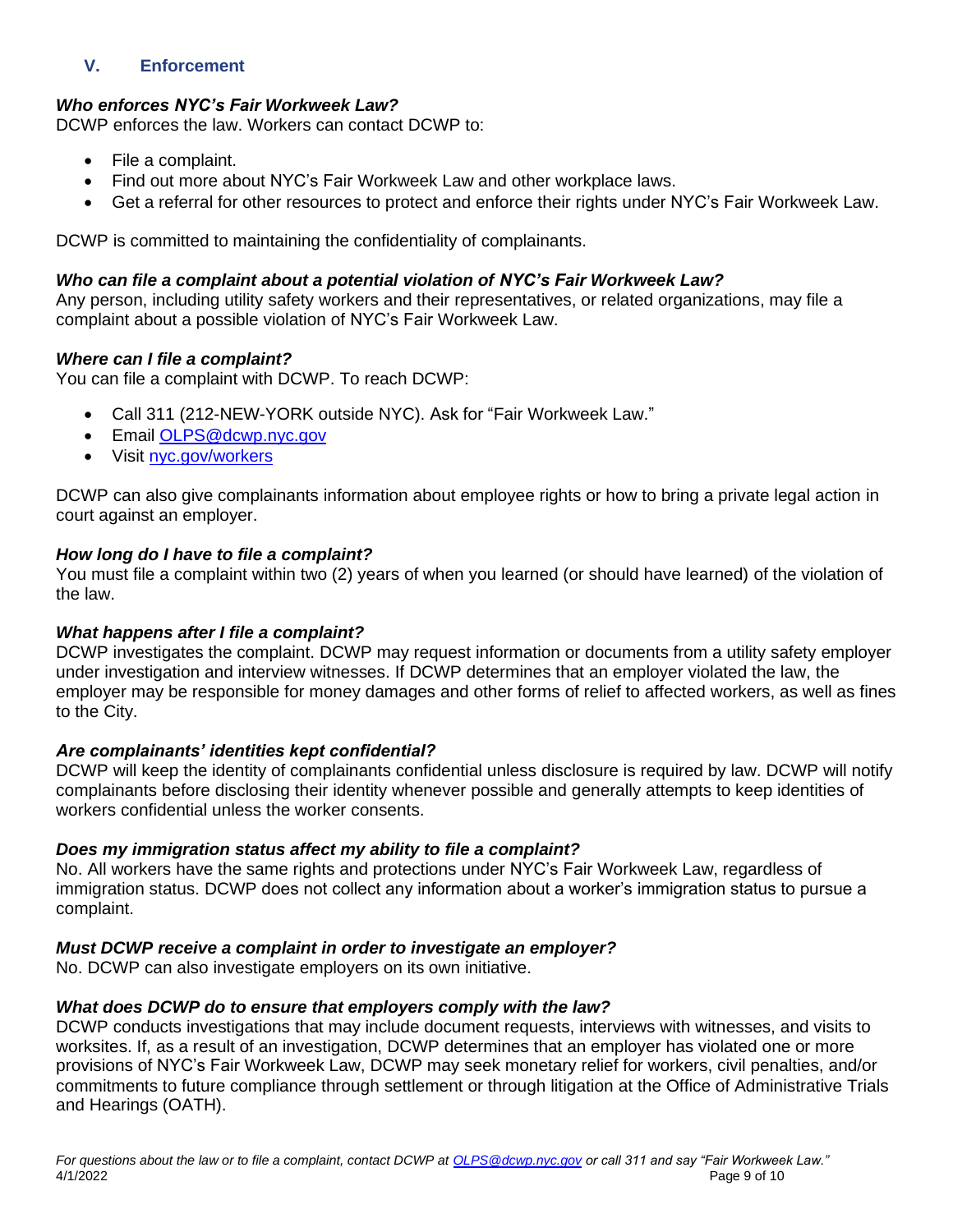## V. Enforcement

***Who enforces NYC's Fair Workweek Law?***
DCWP enforces the law. Workers can contact DCWP to:

- File a complaint.
- Find out more about NYC's Fair Workweek Law and other workplace laws.
- Get a referral for other resources to protect and enforce their rights under NYC's Fair Workweek Law.

DCWP is committed to maintaining the confidentiality of complainants.

***Who can file a complaint about a potential violation of NYC's Fair Workweek Law?***
Any person, including utility safety workers and their representatives, or related organizations, may file a complaint about a possible violation of NYC's Fair Workweek Law.

***Where can I file a complaint?***
You can file a complaint with DCWP. To reach DCWP:

- Call 311 (212-NEW-YORK outside NYC). Ask for "Fair Workweek Law."
- Email [OLPS@dcwp.nyc.gov](mailto:OLPS@dcwp.nyc.gov)
- Visit [nyc.gov/workers](nyc.gov/workers)

DCWP can also give complainants information about employee rights or how to bring a private legal action in court against an employer.

***How long do I have to file a complaint?***
You must file a complaint within two (2) years of when you learned (or should have learned) of the violation of the law.

***What happens after I file a complaint?***
DCWP investigates the complaint. DCWP may request information or documents from a utility safety employer under investigation and interview witnesses. If DCWP determines that an employer violated the law, the employer may be responsible for money damages and other forms of relief to affected workers, as well as fines to the City.

***Are complainants' identities kept confidential?***
DCWP will keep the identity of complainants confidential unless disclosure is required by law. DCWP will notify complainants before disclosing their identity whenever possible and generally attempts to keep identities of workers confidential unless the worker consents.

***Does my immigration status affect my ability to file a complaint?***
No. All workers have the same rights and protections under NYC's Fair Workweek Law, regardless of immigration status. DCWP does not collect any information about a worker's immigration status to pursue a complaint.

***Must DCWP receive a complaint in order to investigate an employer?***
No. DCWP can also investigate employers on its own initiative.

***What does DCWP do to ensure that employers comply with the law?***
DCWP conducts investigations that may include document requests, interviews with witnesses, and visits to worksites. If, as a result of an investigation, DCWP determines that an employer has violated one or more provisions of NYC's Fair Workweek Law, DCWP may seek monetary relief for workers, civil penalties, and/or commitments to future compliance through settlement or through litigation at the Office of Administrative Trials and Hearings (OATH).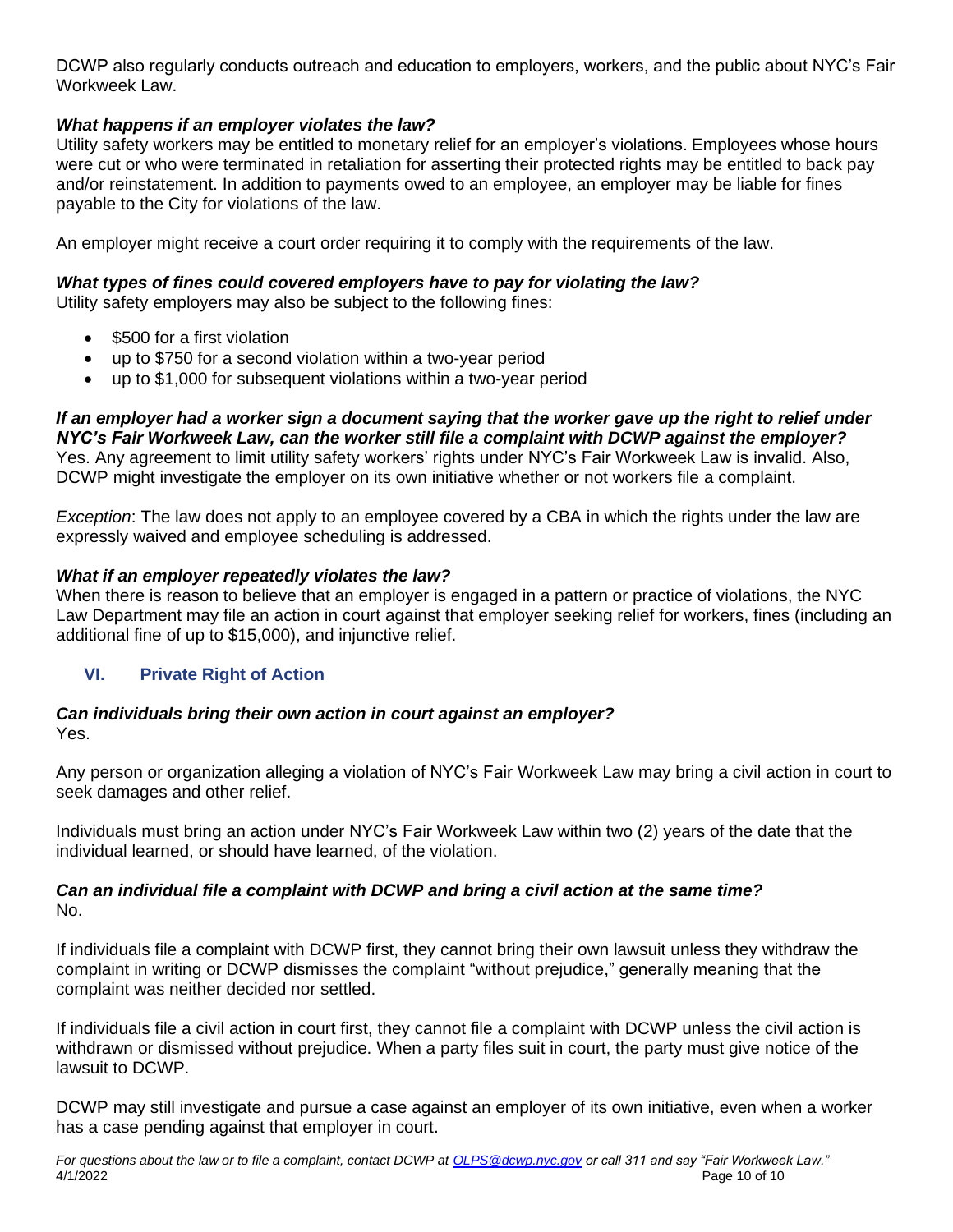DCWP also regularly conducts outreach and education to employers, workers, and the public about NYC's Fair Workweek Law.

***What happens if an employer violates the law?***

Utility safety workers may be entitled to monetary relief for an employer's violations. Employees whose hours were cut or who were terminated in retaliation for asserting their protected rights may be entitled to back pay and/or reinstatement. In addition to payments owed to an employee, an employer may be liable for fines payable to the City for violations of the law.

An employer might receive a court order requiring it to comply with the requirements of the law.

***What types of fines could covered employers have to pay for violating the law?***

Utility safety employers may also be subject to the following fines:

- $500 for a first violation
- up to $750 for a second violation within a two-year period
- up to $1,000 for subsequent violations within a two-year period

***If an employer had a worker sign a document saying that the worker gave up the right to relief under NYC's Fair Workweek Law, can the worker still file a complaint with DCWP against the employer?***

Yes. Any agreement to limit utility safety workers' rights under NYC's Fair Workweek Law is invalid. Also, DCWP might investigate the employer on its own initiative whether or not workers file a complaint.

*Exception*: The law does not apply to an employee covered by a CBA in which the rights under the law are expressly waived and employee scheduling is addressed.

***What if an employer repeatedly violates the law?***

When there is reason to believe that an employer is engaged in a pattern or practice of violations, the NYC Law Department may file an action in court against that employer seeking relief for workers, fines (including an additional fine of up to $15,000), and injunctive relief.

## VI. Private Right of Action

***Can individuals bring their own action in court against an employer?***

Yes.

Any person or organization alleging a violation of NYC's Fair Workweek Law may bring a civil action in court to seek damages and other relief.

Individuals must bring an action under NYC's Fair Workweek Law within two (2) years of the date that the individual learned, or should have learned, of the violation.

***Can an individual file a complaint with DCWP and bring a civil action at the same time?***

No.

If individuals file a complaint with DCWP first, they cannot bring their own lawsuit unless they withdraw the complaint in writing or DCWP dismisses the complaint "without prejudice," generally meaning that the complaint was neither decided nor settled.

If individuals file a civil action in court first, they cannot file a complaint with DCWP unless the civil action is withdrawn or dismissed without prejudice. When a party files suit in court, the party must give notice of the lawsuit to DCWP.

DCWP may still investigate and pursue a case against an employer of its own initiative, even when a worker has a case pending against that employer in court.